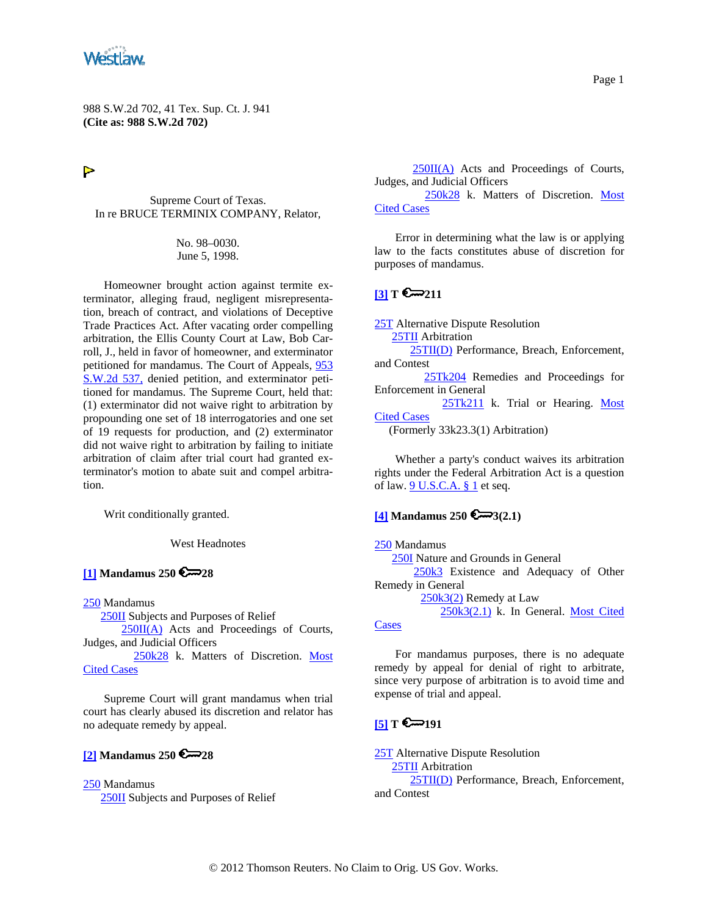988 S.W.2d 702, 41 Tex. Sup. Ct. J. 941
**(Cite as: 988 S.W.2d 702)**

Supreme Court of Texas.
In re BRUCE TERMINIX COMPANY, Relator,

No. 98–0030.
June 5, 1998.

Homeowner brought action against termite exterminator, alleging fraud, negligent misrepresentation, breach of contract, and violations of Deceptive Trade Practices Act. After vacating order compelling arbitration, the Ellis County Court at Law, Bob Carroll, J., held in favor of homeowner, and exterminator petitioned for mandamus. The Court of Appeals, 953 S.W.2d 537, denied petition, and exterminator petitioned for mandamus. The Supreme Court, held that: (1) exterminator did not waive right to arbitration by propounding one set of 18 interrogatories and one set of 19 requests for production, and (2) exterminator did not waive right to arbitration by failing to initiate arbitration of claim after trial court had granted exterminator's motion to abate suit and compel arbitration.

Writ conditionally granted.

West Headnotes

**[1] Mandamus 250 28**

250 Mandamus
250II Subjects and Purposes of Relief
250II(A) Acts and Proceedings of Courts, Judges, and Judicial Officers
250k28 k. Matters of Discretion. Most Cited Cases

Supreme Court will grant mandamus when trial court has clearly abused its discretion and relator has no adequate remedy by appeal.

**[2] Mandamus 250 28**

250 Mandamus
250II Subjects and Purposes of Relief
250II(A) Acts and Proceedings of Courts, Judges, and Judicial Officers
250k28 k. Matters of Discretion. Most Cited Cases

Error in determining what the law is or applying law to the facts constitutes abuse of discretion for purposes of mandamus.

**[3] T 211**

25T Alternative Dispute Resolution
25TII Arbitration
25TII(D) Performance, Breach, Enforcement, and Contest
25Tk204 Remedies and Proceedings for Enforcement in General
25Tk211 k. Trial or Hearing. Most Cited Cases
(Formerly 33k23.3(1) Arbitration)

Whether a party's conduct waives its arbitration rights under the Federal Arbitration Act is a question of law. 9 U.S.C.A. § 1 et seq.

**[4] Mandamus 250 3(2.1)**

250 Mandamus
250I Nature and Grounds in General
250k3 Existence and Adequacy of Other Remedy in General
250k3(2) Remedy at Law
250k3(2.1) k. In General. Most Cited Cases

For mandamus purposes, there is no adequate remedy by appeal for denial of right to arbitrate, since very purpose of arbitration is to avoid time and expense of trial and appeal.

**[5] T 191**

25T Alternative Dispute Resolution
25TII Arbitration
25TII(D) Performance, Breach, Enforcement, and Contest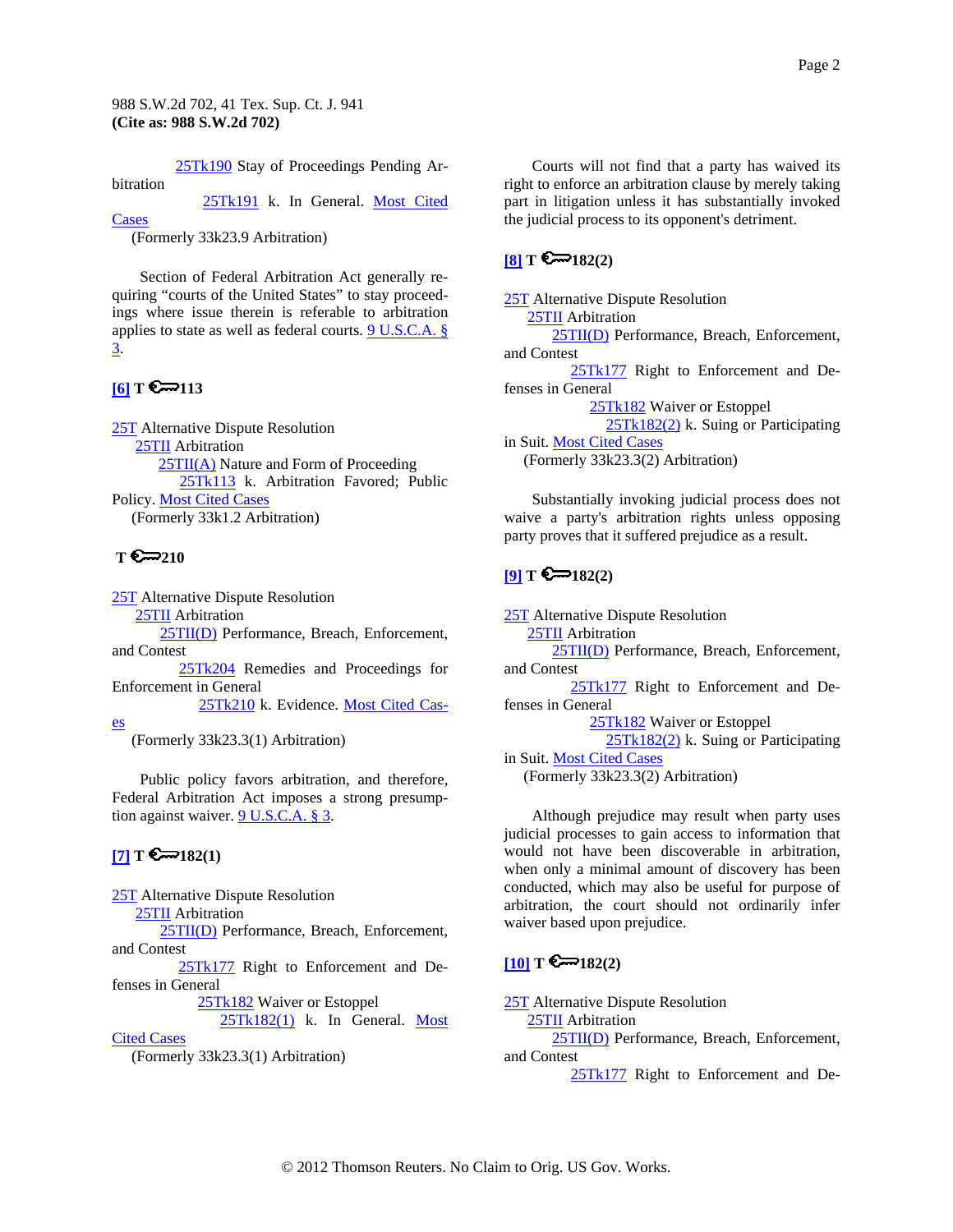25Tk190 Stay of Proceedings Pending Arbitration

25Tk191 k. In General. Most Cited Cases

(Formerly 33k23.9 Arbitration)

Section of Federal Arbitration Act generally requiring "courts of the United States" to stay proceedings where issue therein is referable to arbitration applies to state as well as federal courts. 9 U.S.C.A. § 3.

**[6] T 113**

25T Alternative Dispute Resolution

25TII Arbitration

25TII(A) Nature and Form of Proceeding

25Tk113 k. Arbitration Favored; Public Policy. Most Cited Cases

(Formerly 33k1.2 Arbitration)

**T 210**

25T Alternative Dispute Resolution

25TII Arbitration

25TII(D) Performance, Breach, Enforcement, and Contest

25Tk204 Remedies and Proceedings for Enforcement in General

25Tk210 k. Evidence. Most Cited Cases

(Formerly 33k23.3(1) Arbitration)

Public policy favors arbitration, and therefore, Federal Arbitration Act imposes a strong presumption against waiver. 9 U.S.C.A. § 3.

**[7] T 182(1)**

25T Alternative Dispute Resolution

25TII Arbitration

25TII(D) Performance, Breach, Enforcement, and Contest

25Tk177 Right to Enforcement and Defenses in General

25Tk182 Waiver or Estoppel

25Tk182(1) k. In General. Most Cited Cases

(Formerly 33k23.3(1) Arbitration)

Courts will not find that a party has waived its right to enforce an arbitration clause by merely taking part in litigation unless it has substantially invoked the judicial process to its opponent's detriment.

**[8] T 182(2)**

25T Alternative Dispute Resolution

25TII Arbitration

25TII(D) Performance, Breach, Enforcement, and Contest

25Tk177 Right to Enforcement and Defenses in General

25Tk182 Waiver or Estoppel

25Tk182(2) k. Suing or Participating in Suit. Most Cited Cases

(Formerly 33k23.3(2) Arbitration)

Substantially invoking judicial process does not waive a party's arbitration rights unless opposing party proves that it suffered prejudice as a result.

**[9] T 182(2)**

25T Alternative Dispute Resolution

25TII Arbitration

25TII(D) Performance, Breach, Enforcement, and Contest

25Tk177 Right to Enforcement and Defenses in General

25Tk182 Waiver or Estoppel

25Tk182(2) k. Suing or Participating in Suit. Most Cited Cases

(Formerly 33k23.3(2) Arbitration)

Although prejudice may result when party uses judicial processes to gain access to information that would not have been discoverable in arbitration, when only a minimal amount of discovery has been conducted, which may also be useful for purpose of arbitration, the court should not ordinarily infer waiver based upon prejudice.

**[10] T 182(2)**

25T Alternative Dispute Resolution

25TII Arbitration

25TII(D) Performance, Breach, Enforcement, and Contest

25Tk177 Right to Enforcement and De-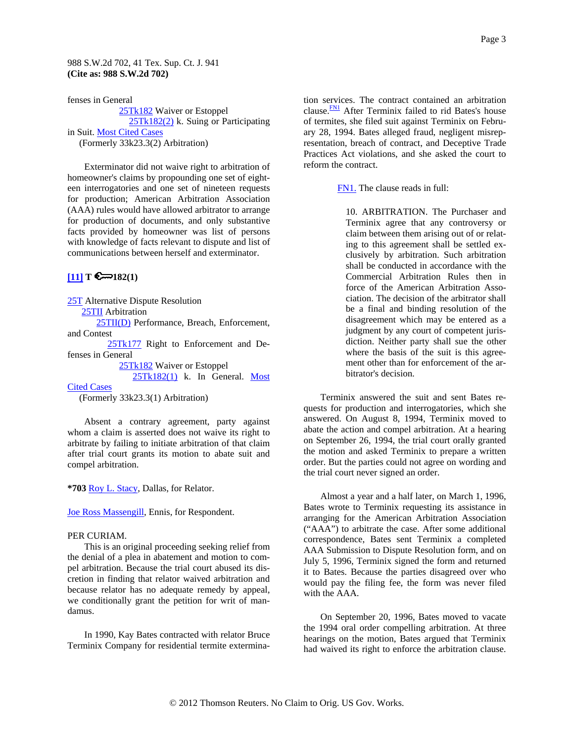fenses in General

25Tk182 Waiver or Estoppel

25Tk182(2) k. Suing or Participating in Suit. Most Cited Cases

(Formerly 33k23.3(2) Arbitration)

Exterminator did not waive right to arbitration of homeowner's claims by propounding one set of eighteen interrogatories and one set of nineteen requests for production; American Arbitration Association (AAA) rules would have allowed arbitrator to arrange for production of documents, and only substantive facts provided by homeowner was list of persons with knowledge of facts relevant to dispute and list of communications between herself and exterminator.

**[11] T 182(1)**

25T Alternative Dispute Resolution

25TII Arbitration

25TII(D) Performance, Breach, Enforcement, and Contest

25Tk177 Right to Enforcement and Defenses in General

25Tk182 Waiver or Estoppel

25Tk182(1) k. In General. Most Cited Cases

(Formerly 33k23.3(1) Arbitration)

Absent a contrary agreement, party against whom a claim is asserted does not waive its right to arbitrate by failing to initiate arbitration of that claim after trial court grants its motion to abate suit and compel arbitration.

**\*703** Roy L. Stacy, Dallas, for Relator.

Joe Ross Massengill, Ennis, for Respondent.

PER CURIAM.

This is an original proceeding seeking relief from the denial of a plea in abatement and motion to compel arbitration. Because the trial court abused its discretion in finding that relator waived arbitration and because relator has no adequate remedy by appeal, we conditionally grant the petition for writ of mandamus.

In 1990, Kay Bates contracted with relator Bruce Terminix Company for residential termite extermination services. The contract contained an arbitration clause.[FN1] After Terminix failed to rid Bates's house of termites, she filed suit against Terminix on February 28, 1994. Bates alleged fraud, negligent misrepresentation, breach of contract, and Deceptive Trade Practices Act violations, and she asked the court to reform the contract.

> FN1. The clause reads in full:
>
> 10. ARBITRATION. The Purchaser and Terminix agree that any controversy or claim between them arising out of or relating to this agreement shall be settled exclusively by arbitration. Such arbitration shall be conducted in accordance with the Commercial Arbitration Rules then in force of the American Arbitration Association. The decision of the arbitrator shall be a final and binding resolution of the disagreement which may be entered as a judgment by any court of competent jurisdiction. Neither party shall sue the other where the basis of the suit is this agreement other than for enforcement of the arbitrator's decision.

Terminix answered the suit and sent Bates requests for production and interrogatories, which she answered. On August 8, 1994, Terminix moved to abate the action and compel arbitration. At a hearing on September 26, 1994, the trial court orally granted the motion and asked Terminix to prepare a written order. But the parties could not agree on wording and the trial court never signed an order.

Almost a year and a half later, on March 1, 1996, Bates wrote to Terminix requesting its assistance in arranging for the American Arbitration Association ("AAA") to arbitrate the case. After some additional correspondence, Bates sent Terminix a completed AAA Submission to Dispute Resolution form, and on July 5, 1996, Terminix signed the form and returned it to Bates. Because the parties disagreed over who would pay the filing fee, the form was never filed with the AAA.

On September 20, 1996, Bates moved to vacate the 1994 oral order compelling arbitration. At three hearings on the motion, Bates argued that Terminix had waived its right to enforce the arbitration clause.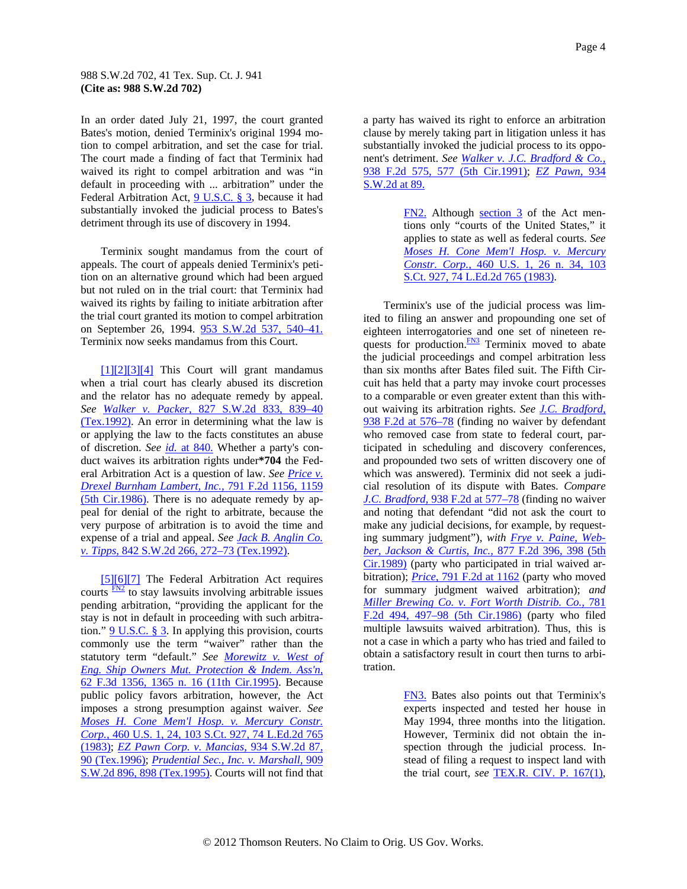In an order dated July 21, 1997, the court granted Bates's motion, denied Terminix's original 1994 motion to compel arbitration, and set the case for trial. The court made a finding of fact that Terminix had waived its right to compel arbitration and was "in default in proceeding with ... arbitration" under the Federal Arbitration Act, 9 U.S.C. § 3, because it had substantially invoked the judicial process to Bates's detriment through its use of discovery in 1994.

Terminix sought mandamus from the court of appeals. The court of appeals denied Terminix's petition on an alternative ground which had been argued but not ruled on in the trial court: that Terminix had waived its rights by failing to initiate arbitration after the trial court granted its motion to compel arbitration on September 26, 1994. 953 S.W.2d 537, 540–41. Terminix now seeks mandamus from this Court.

[1][2][3][4] This Court will grant mandamus when a trial court has clearly abused its discretion and the relator has no adequate remedy by appeal. *See* *Walker v. Packer,* 827 S.W.2d 833, 839–40 (Tex.1992). An error in determining what the law is or applying the law to the facts constitutes an abuse of discretion. *See* *id.* at 840. Whether a party's conduct waives its arbitration rights under**\*704** the Federal Arbitration Act is a question of law. *See* *Price v. Drexel Burnham Lambert, Inc.,* 791 F.2d 1156, 1159 (5th Cir.1986). There is no adequate remedy by appeal for denial of the right to arbitrate, because the very purpose of arbitration is to avoid the time and expense of a trial and appeal. *See* *Jack B. Anglin Co. v. Tipps,* 842 S.W.2d 266, 272–73 (Tex.1992).

[5][6][7] The Federal Arbitration Act requires courts [FN2] to stay lawsuits involving arbitrable issues pending arbitration, "providing the applicant for the stay is not in default in proceeding with such arbitration." 9 U.S.C. § 3. In applying this provision, courts commonly use the term "waiver" rather than the statutory term "default." *See* *Morewitz v. West of Eng. Ship Owners Mut. Protection & Indem. Ass'n,* 62 F.3d 1356, 1365 n. 16 (11th Cir.1995). Because public policy favors arbitration, however, the Act imposes a strong presumption against waiver. *See* *Moses H. Cone Mem'l Hosp. v. Mercury Constr. Corp.,* 460 U.S. 1, 24, 103 S.Ct. 927, 74 L.Ed.2d 765 (1983); *EZ Pawn Corp. v. Mancias,* 934 S.W.2d 87, 90 (Tex.1996); *Prudential Sec., Inc. v. Marshall,* 909 S.W.2d 896, 898 (Tex.1995). Courts will not find that a party has waived its right to enforce an arbitration clause by merely taking part in litigation unless it has substantially invoked the judicial process to its opponent's detriment. *See* *Walker v. J.C. Bradford & Co.,* 938 F.2d 575, 577 (5th Cir.1991); *EZ Pawn,* 934 S.W.2d at 89.

> FN2. Although section 3 of the Act mentions only "courts of the United States," it applies to state as well as federal courts. *See* *Moses H. Cone Mem'l Hosp. v. Mercury Constr. Corp.,* 460 U.S. 1, 26 n. 34, 103 S.Ct. 927, 74 L.Ed.2d 765 (1983).

Terminix's use of the judicial process was limited to filing an answer and propounding one set of eighteen interrogatories and one set of nineteen requests for production.[FN3] Terminix moved to abate the judicial proceedings and compel arbitration less than six months after Bates filed suit. The Fifth Circuit has held that a party may invoke court processes to a comparable or even greater extent than this without waiving its arbitration rights. *See* *J.C. Bradford,* 938 F.2d at 576–78 (finding no waiver by defendant who removed case from state to federal court, participated in scheduling and discovery conferences, and propounded two sets of written discovery one of which was answered). Terminix did not seek a judicial resolution of its dispute with Bates. *Compare* *J.C. Bradford,* 938 F.2d at 577–78 (finding no waiver and noting that defendant "did not ask the court to make any judicial decisions, for example, by requesting summary judgment"), *with* *Frye v. Paine, Webber, Jackson & Curtis, Inc.,* 877 F.2d 396, 398 (5th Cir.1989) (party who participated in trial waived arbitration); *Price,* 791 F.2d at 1162 (party who moved for summary judgment waived arbitration); *and* *Miller Brewing Co. v. Fort Worth Distrib. Co.,* 781 F.2d 494, 497–98 (5th Cir.1986) (party who filed multiple lawsuits waived arbitration). Thus, this is not a case in which a party who has tried and failed to obtain a satisfactory result in court then turns to arbitration.

> FN3. Bates also points out that Terminix's experts inspected and tested her house in May 1994, three months into the litigation. However, Terminix did not obtain the inspection through the judicial process. Instead of filing a request to inspect land with the trial court, *see* TEX.R. CIV. P. 167(1),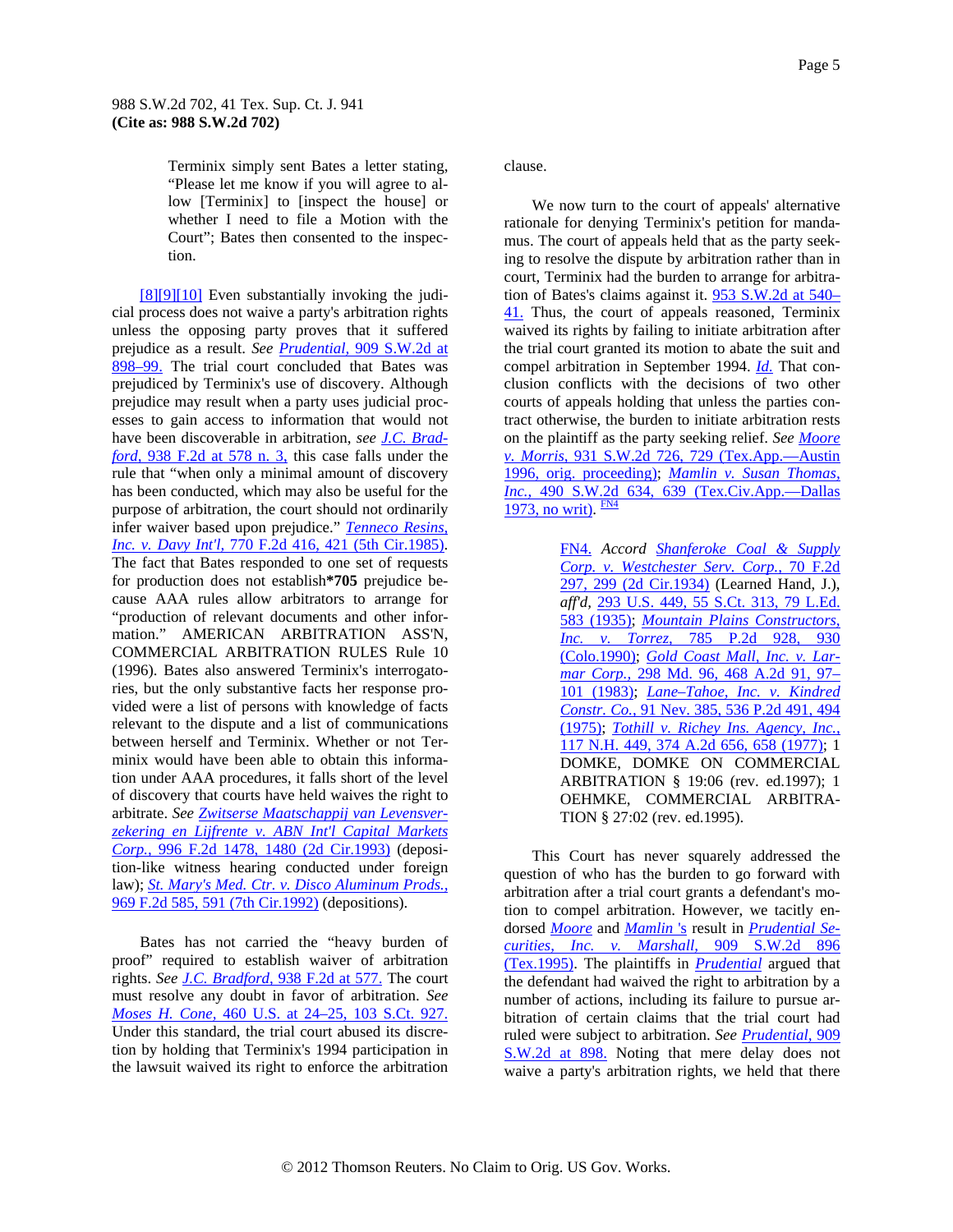> Terminix simply sent Bates a letter stating, "Please let me know if you will agree to allow [Terminix] to [inspect the house] or whether I need to file a Motion with the Court"; Bates then consented to the inspection.

[8][9][10] Even substantially invoking the judicial process does not waive a party's arbitration rights unless the opposing party proves that it suffered prejudice as a result. *See Prudential,* 909 S.W.2d at 898–99. The trial court concluded that Bates was prejudiced by Terminix's use of discovery. Although prejudice may result when a party uses judicial processes to gain access to information that would not have been discoverable in arbitration, *see J.C. Bradford,* 938 F.2d at 578 n. 3, this case falls under the rule that "when only a minimal amount of discovery has been conducted, which may also be useful for the purpose of arbitration, the court should not ordinarily infer waiver based upon prejudice." *Tenneco Resins, Inc. v. Davy Int'l,* 770 F.2d 416, 421 (5th Cir.1985). The fact that Bates responded to one set of requests for production does not establish**\*705** prejudice because AAA rules allow arbitrators to arrange for "production of relevant documents and other information." AMERICAN ARBITRATION ASS'N, COMMERCIAL ARBITRATION RULES Rule 10 (1996). Bates also answered Terminix's interrogatories, but the only substantive facts her response provided were a list of persons with knowledge of facts relevant to the dispute and a list of communications between herself and Terminix. Whether or not Terminix would have been able to obtain this information under AAA procedures, it falls short of the level of discovery that courts have held waives the right to arbitrate. *See Zwitserse Maatschappij van Levensverzekering en Lijfrente v. ABN Int'l Capital Markets Corp.,* 996 F.2d 1478, 1480 (2d Cir.1993) (deposition-like witness hearing conducted under foreign law); *St. Mary's Med. Ctr. v. Disco Aluminum Prods.,* 969 F.2d 585, 591 (7th Cir.1992) (depositions).

Bates has not carried the "heavy burden of proof" required to establish waiver of arbitration rights. *See J.C. Bradford,* 938 F.2d at 577. The court must resolve any doubt in favor of arbitration. *See Moses H. Cone,* 460 U.S. at 24–25, 103 S.Ct. 927. Under this standard, the trial court abused its discretion by holding that Terminix's 1994 participation in the lawsuit waived its right to enforce the arbitration clause.

We now turn to the court of appeals' alternative rationale for denying Terminix's petition for mandamus. The court of appeals held that as the party seeking to resolve the dispute by arbitration rather than in court, Terminix had the burden to arrange for arbitration of Bates's claims against it. 953 S.W.2d at 540–41. Thus, the court of appeals reasoned, Terminix waived its rights by failing to initiate arbitration after the trial court granted its motion to abate the suit and compel arbitration in September 1994. *Id.* That conclusion conflicts with the decisions of two other courts of appeals holding that unless the parties contract otherwise, the burden to initiate arbitration rests on the plaintiff as the party seeking relief. *See Moore v. Morris,* 931 S.W.2d 726, 729 (Tex.App.—Austin 1996, orig. proceeding); *Mamlin v. Susan Thomas, Inc.,* 490 S.W.2d 634, 639 (Tex.Civ.App.—Dallas 1973, no writ). [FN4]

> FN4. *Accord Shanferoke Coal & Supply Corp. v. Westchester Serv. Corp.,* 70 F.2d 297, 299 (2d Cir.1934) (Learned Hand, J.), *aff'd,* 293 U.S. 449, 55 S.Ct. 313, 79 L.Ed. 583 (1935); *Mountain Plains Constructors, Inc. v. Torrez,* 785 P.2d 928, 930 (Colo.1990); *Gold Coast Mall, Inc. v. Larmar Corp.,* 298 Md. 96, 468 A.2d 91, 97–101 (1983); *Lane–Tahoe, Inc. v. Kindred Constr. Co.,* 91 Nev. 385, 536 P.2d 491, 494 (1975); *Tothill v. Richey Ins. Agency, Inc.,* 117 N.H. 449, 374 A.2d 656, 658 (1977); 1 DOMKE, DOMKE ON COMMERCIAL ARBITRATION § 19:06 (rev. ed.1997); 1 OEHMKE, COMMERCIAL ARBITRATION § 27:02 (rev. ed.1995).

This Court has never squarely addressed the question of who has the burden to go forward with arbitration after a trial court grants a defendant's motion to compel arbitration. However, we tacitly endorsed *Moore* and *Mamlin 's* result in *Prudential Securities, Inc. v. Marshall,* 909 S.W.2d 896 (Tex.1995). The plaintiffs in *Prudential* argued that the defendant had waived the right to arbitration by a number of actions, including its failure to pursue arbitration of certain claims that the trial court had ruled were subject to arbitration. *See Prudential,* 909 S.W.2d at 898. Noting that mere delay does not waive a party's arbitration rights, we held that there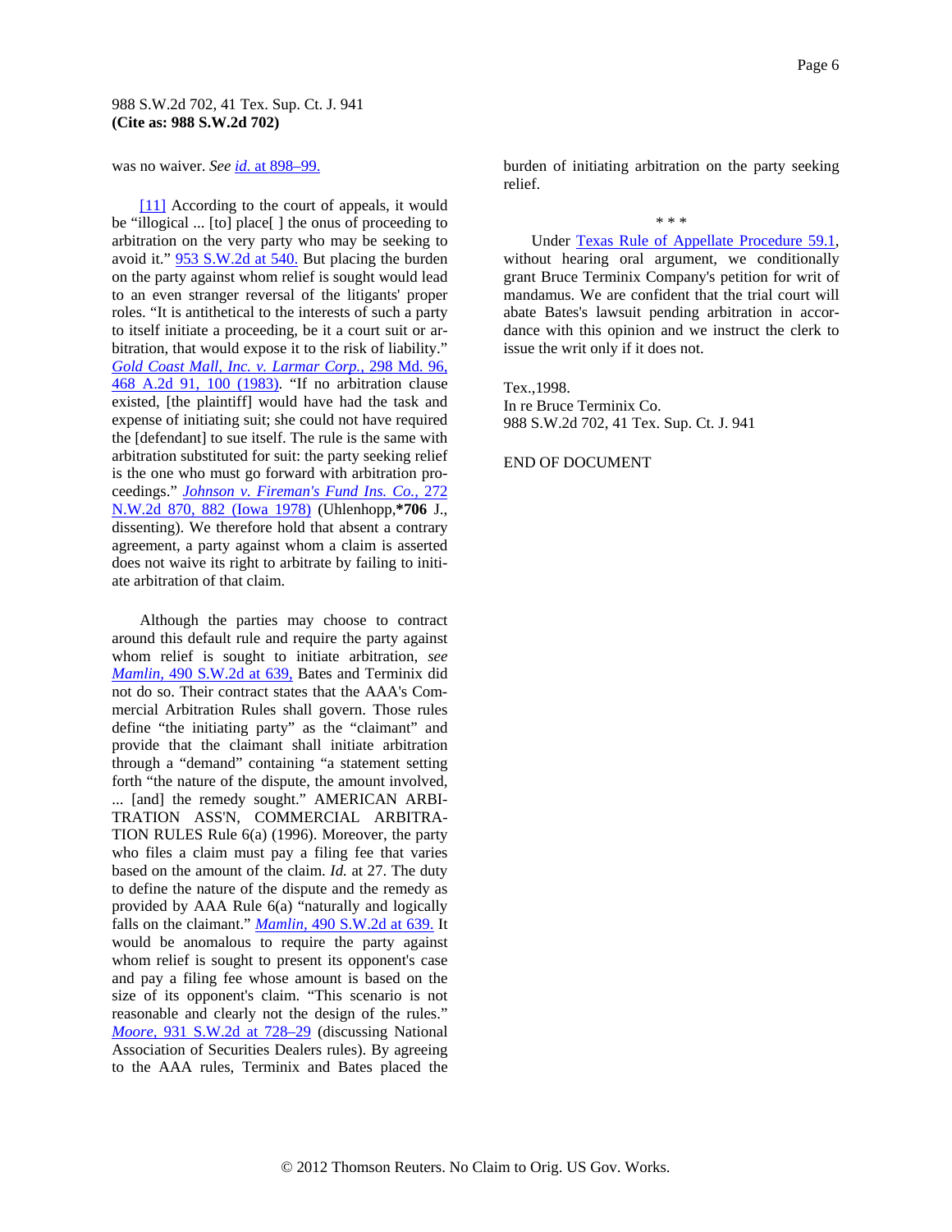was no waiver. *See id.* at 898–99.

[11] According to the court of appeals, it would be "illogical ... [to] place[ ] the onus of proceeding to arbitration on the very party who may be seeking to avoid it." 953 S.W.2d at 540. But placing the burden on the party against whom relief is sought would lead to an even stranger reversal of the litigants' proper roles. "It is antithetical to the interests of such a party to itself initiate a proceeding, be it a court suit or arbitration, that would expose it to the risk of liability." *Gold Coast Mall, Inc. v. Larmar Corp.*, 298 Md. 96, 468 A.2d 91, 100 (1983). "If no arbitration clause existed, [the plaintiff] would have had the task and expense of initiating suit; she could not have required the [defendant] to sue itself. The rule is the same with arbitration substituted for suit: the party seeking relief is the one who must go forward with arbitration proceedings." *Johnson v. Fireman's Fund Ins. Co.*, 272 N.W.2d 870, 882 (Iowa 1978) (Uhlenhopp,**\*706** J., dissenting). We therefore hold that absent a contrary agreement, a party against whom a claim is asserted does not waive its right to arbitrate by failing to initiate arbitration of that claim.

Although the parties may choose to contract around this default rule and require the party against whom relief is sought to initiate arbitration, *see Mamlin,* 490 S.W.2d at 639, Bates and Terminix did not do so. Their contract states that the AAA's Commercial Arbitration Rules shall govern. Those rules define "the initiating party" as the "claimant" and provide that the claimant shall initiate arbitration through a "demand" containing "a statement setting forth "the nature of the dispute, the amount involved, ... [and] the remedy sought." AMERICAN ARBITRATION ASS'N, COMMERCIAL ARBITRATION RULES Rule 6(a) (1996). Moreover, the party who files a claim must pay a filing fee that varies based on the amount of the claim. *Id.* at 27. The duty to define the nature of the dispute and the remedy as provided by AAA Rule 6(a) "naturally and logically falls on the claimant." *Mamlin,* 490 S.W.2d at 639. It would be anomalous to require the party against whom relief is sought to present its opponent's case and pay a filing fee whose amount is based on the size of its opponent's claim. "This scenario is not reasonable and clearly not the design of the rules." *Moore,* 931 S.W.2d at 728–29 (discussing National Association of Securities Dealers rules). By agreeing to the AAA rules, Terminix and Bates placed the burden of initiating arbitration on the party seeking relief.

\* \* \*

Under Texas Rule of Appellate Procedure 59.1, without hearing oral argument, we conditionally grant Bruce Terminix Company's petition for writ of mandamus. We are confident that the trial court will abate Bates's lawsuit pending arbitration in accordance with this opinion and we instruct the clerk to issue the writ only if it does not.

Tex.,1998.
In re Bruce Terminix Co.
988 S.W.2d 702, 41 Tex. Sup. Ct. J. 941

END OF DOCUMENT